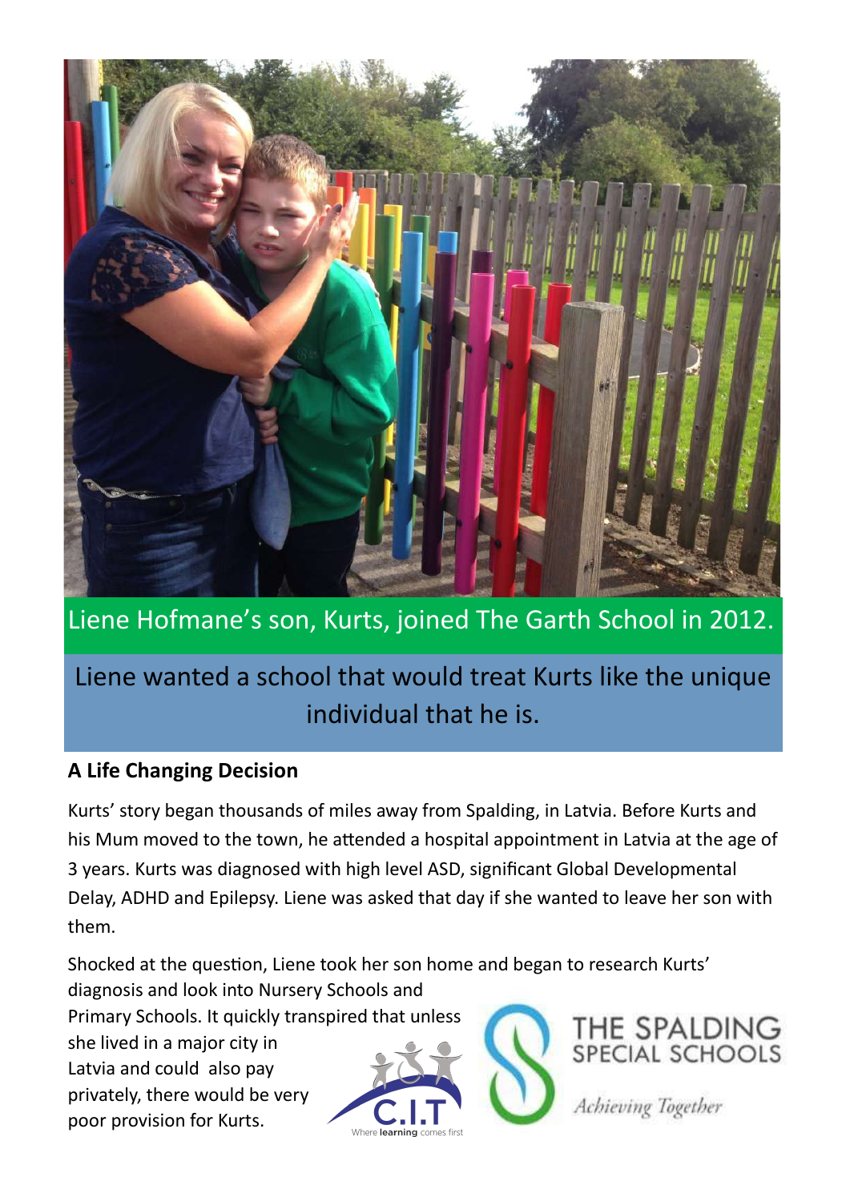Liene Hofmane's son, Kurts, joined The Garth School in 2012.

Liene wanted a school that would treat Kurts like the unique individual that he is.

**A Life Changing Decision**

Kurts' story began thousands of miles away from Spalding, in Latvia. Before Kurts and his Mum moved to the town, he attended a hospital appointment in Latvia at the age of 3 years. Kurts was diagnosed with high level ASD, significant Global Developmental Delay, ADHD and Epilepsy. Liene was asked that day if she wanted to leave her son with them.

Shocked at the question, Liene took her son home and began to research Kurts' diagnosis and look into Nursery Schools and Primary Schools. It quickly transpired that unless she lived in a major city in Latvia and could also pay privately, there would be very poor provision for Kurts.

C.I.T Where learning comes first

THE SPALDING SPECIAL SCHOOLS

*Achieving Together*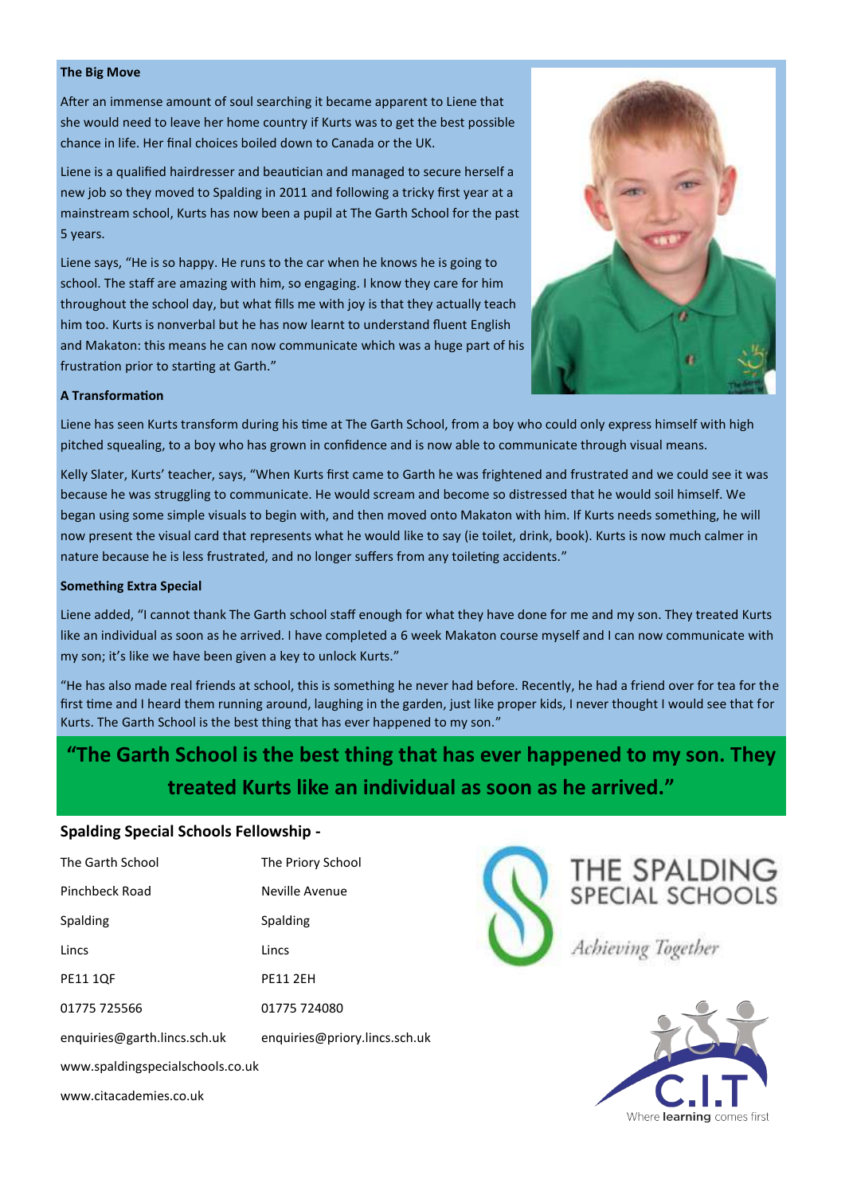### The Big Move

After an immense amount of soul searching it became apparent to Liene that she would need to leave her home country if Kurts was to get the best possible chance in life. Her final choices boiled down to Canada or the UK.

Liene is a qualified hairdresser and beautician and managed to secure herself a new job so they moved to Spalding in 2011 and following a tricky first year at a mainstream school, Kurts has now been a pupil at The Garth School for the past 5 years.

Liene says, "He is so happy. He runs to the car when he knows he is going to school. The staff are amazing with him, so engaging. I know they care for him throughout the school day, but what fills me with joy is that they actually teach him too. Kurts is nonverbal but he has now learnt to understand fluent English and Makaton: this means he can now communicate which was a huge part of his frustration prior to starting at Garth."

### A Transformation

Liene has seen Kurts transform during his time at The Garth School, from a boy who could only express himself with high pitched squealing, to a boy who has grown in confidence and is now able to communicate through visual means.

Kelly Slater, Kurts' teacher, says, "When Kurts first came to Garth he was frightened and frustrated and we could see it was because he was struggling to communicate. He would scream and become so distressed that he would soil himself. We began using some simple visuals to begin with, and then moved onto Makaton with him. If Kurts needs something, he will now present the visual card that represents what he would like to say (ie toilet, drink, book). Kurts is now much calmer in nature because he is less frustrated, and no longer suffers from any toileting accidents."

### Something Extra Special

Liene added, "I cannot thank The Garth school staff enough for what they have done for me and my son. They treated Kurts like an individual as soon as he arrived. I have completed a 6 week Makaton course myself and I can now communicate with my son; it's like we have been given a key to unlock Kurts."

"He has also made real friends at school, this is something he never had before. Recently, he had a friend over for tea for the first time and I heard them running around, laughing in the garden, just like proper kids, I never thought I would see that for Kurts. The Garth School is the best thing that has ever happened to my son."

**"The Garth School is the best thing that has ever happened to my son. They treated Kurts like an individual as soon as he arrived."**

### Spalding Special Schools Fellowship -

| | |
|---|---|
| The Garth School | The Priory School |
| Pinchbeck Road | Neville Avenue |
| Spalding | Spalding |
| Lincs | Lincs |
| PE11 1QF | PE11 2EH |
| 01775 725566 | 01775 724080 |
| enquiries@garth.lincs.sch.uk | enquiries@priory.lincs.sch.uk |

www.spaldingspecialschools.co.uk

www.citacademies.co.uk

THE SPALDING SPECIAL SCHOOLS

*Achieving Together*

C.I.T

Where **learning** comes first